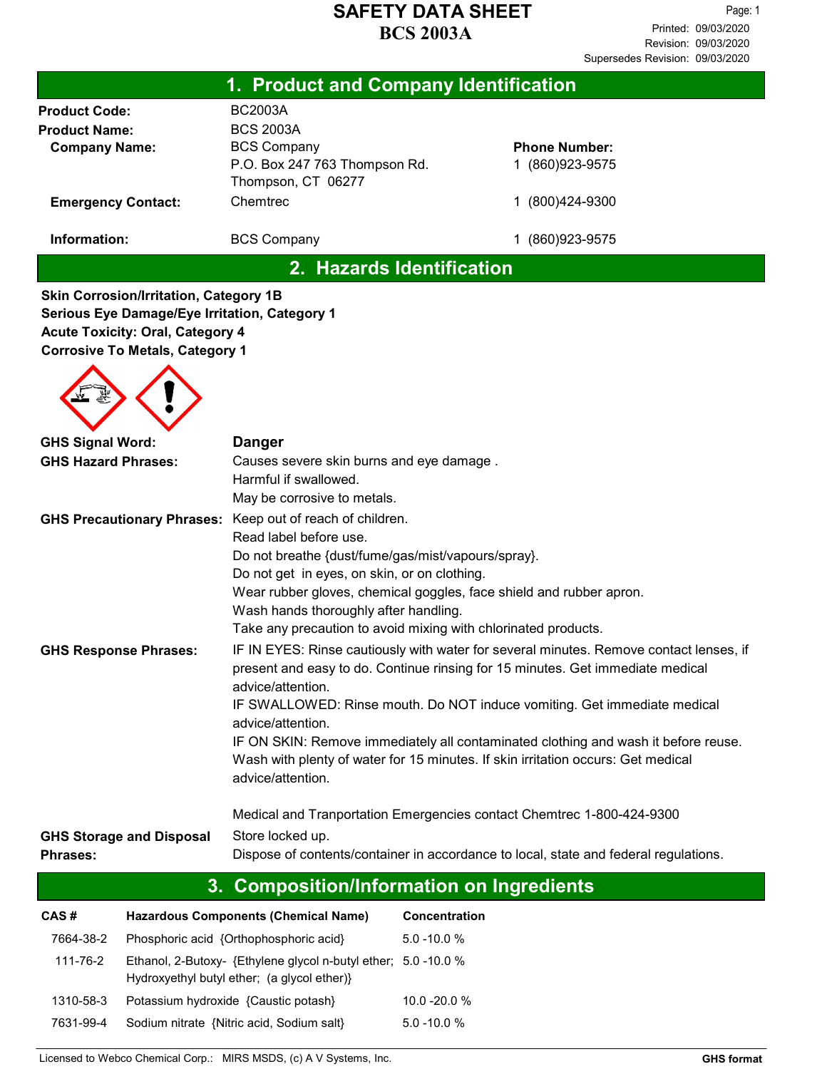# SAFETY DATA SHEET

# BCS 2003A

Printed: 09/03/2020
Revision: 09/03/2020
Supersedes Revision: 09/03/2020

## 1. Product and Company Identification

| | | |
|---|---|---|
| **Product Code:** | BC2003A | |
| **Product Name:** | BCS 2003A | |
| **Company Name:** | BCS Company<br>P.O. Box 247 763 Thompson Rd.<br>Thompson, CT 06277 | **Phone Number:**<br>1 (860)923-9575 |
| **Emergency Contact:** | Chemtrec | 1 (800)424-9300 |
| **Information:** | BCS Company | 1 (860)923-9575 |

## 2. Hazards Identification

**Skin Corrosion/Irritation, Category 1B**
**Serious Eye Damage/Eye Irritation, Category 1**
**Acute Toxicity: Oral, Category 4**
**Corrosive To Metals, Category 1**

**GHS Signal Word:** **Danger**

**GHS Hazard Phrases:**
Causes severe skin burns and eye damage .
Harmful if swallowed.
May be corrosive to metals.

**GHS Precautionary Phrases:**
Keep out of reach of children.
Read label before use.
Do not breathe {dust/fume/gas/mist/vapours/spray}.
Do not get in eyes, on skin, or on clothing.
Wear rubber gloves, chemical goggles, face shield and rubber apron.
Wash hands thoroughly after handling.
Take any precaution to avoid mixing with chlorinated products.

**GHS Response Phrases:**
IF IN EYES: Rinse cautiously with water for several minutes. Remove contact lenses, if present and easy to do. Continue rinsing for 15 minutes. Get immediate medical advice/attention.
IF SWALLOWED: Rinse mouth. Do NOT induce vomiting. Get immediate medical advice/attention.
IF ON SKIN: Remove immediately all contaminated clothing and wash it before reuse. Wash with plenty of water for 15 minutes. If skin irritation occurs: Get medical advice/attention.

Medical and Tranportation Emergencies contact Chemtrec 1-800-424-9300

**GHS Storage and Disposal Phrases:**
Store locked up.
Dispose of contents/container in accordance to local, state and federal regulations.

## 3. Composition/Information on Ingredients

| CAS # | Hazardous Components (Chemical Name) | Concentration |
|---|---|---|
| 7664-38-2 | Phosphoric acid {Orthophosphoric acid} | 5.0 -10.0 % |
| 111-76-2 | Ethanol, 2-Butoxy- {Ethylene glycol n-butyl ether; Hydroxyethyl butyl ether; (a glycol ether)} | 5.0 -10.0 % |
| 1310-58-3 | Potassium hydroxide {Caustic potash} | 10.0 -20.0 % |
| 7631-99-4 | Sodium nitrate {Nitric acid, Sodium salt} | 5.0 -10.0 % |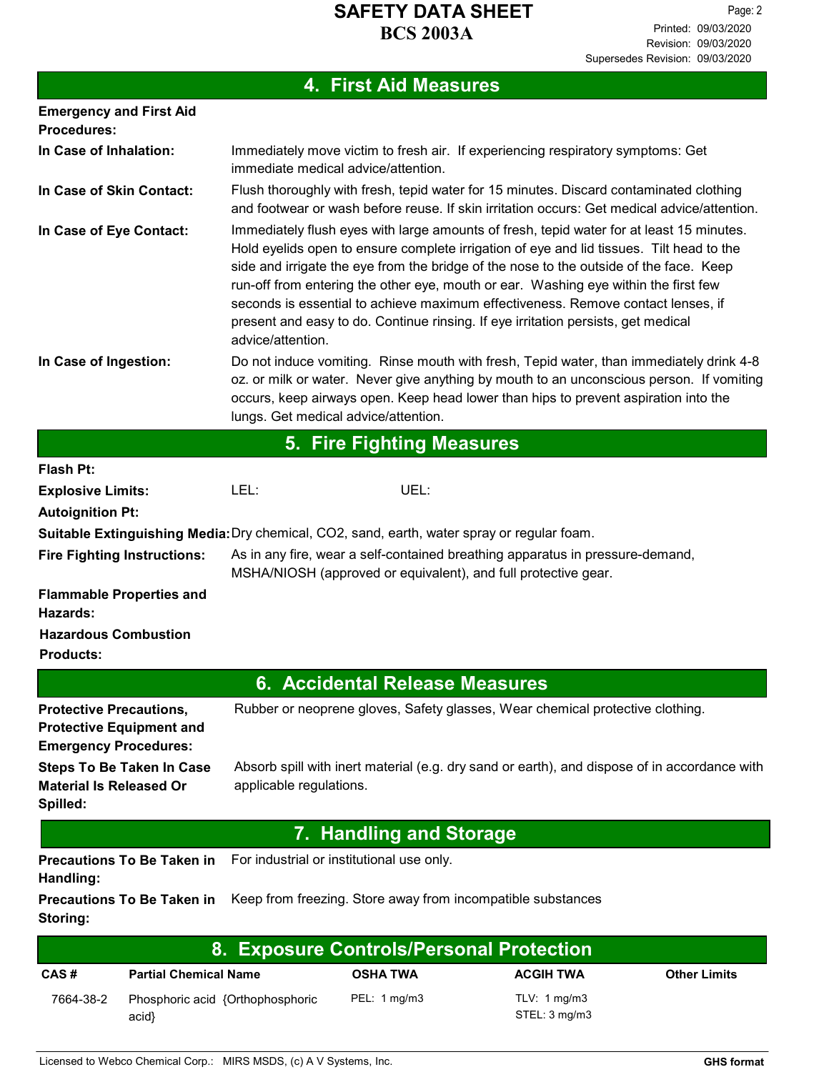## 4. First Aid Measures

**Emergency and First Aid Procedures:**

**In Case of Inhalation:** Immediately move victim to fresh air. If experiencing respiratory symptoms: Get immediate medical advice/attention.

**In Case of Skin Contact:** Flush thoroughly with fresh, tepid water for 15 minutes. Discard contaminated clothing and footwear or wash before reuse. If skin irritation occurs: Get medical advice/attention.

**In Case of Eye Contact:** Immediately flush eyes with large amounts of fresh, tepid water for at least 15 minutes. Hold eyelids open to ensure complete irrigation of eye and lid tissues. Tilt head to the side and irrigate the eye from the bridge of the nose to the outside of the face. Keep run-off from entering the other eye, mouth or ear. Washing eye within the first few seconds is essential to achieve maximum effectiveness. Remove contact lenses, if present and easy to do. Continue rinsing. If eye irritation persists, get medical advice/attention.

**In Case of Ingestion:** Do not induce vomiting. Rinse mouth with fresh, Tepid water, than immediately drink 4-8 oz. or milk or water. Never give anything by mouth to an unconscious person. If vomiting occurs, keep airways open. Keep head lower than hips to prevent aspiration into the lungs. Get medical advice/attention.

## 5. Fire Fighting Measures

**Flash Pt:**

**Explosive Limits:** LEL: UEL:

**Autoignition Pt:**

**Suitable Extinguishing Media:** Dry chemical, CO2, sand, earth, water spray or regular foam.

**Fire Fighting Instructions:** As in any fire, wear a self-contained breathing apparatus in pressure-demand, MSHA/NIOSH (approved or equivalent), and full protective gear.

**Flammable Properties and Hazards:**

**Hazardous Combustion Products:**

## 6. Accidental Release Measures

**Protective Precautions, Protective Equipment and Emergency Procedures:** Rubber or neoprene gloves, Safety glasses, Wear chemical protective clothing.

**Steps To Be Taken In Case Material Is Released Or Spilled:** Absorb spill with inert material (e.g. dry sand or earth), and dispose of in accordance with applicable regulations.

## 7. Handling and Storage

**Precautions To Be Taken in Handling:** For industrial or institutional use only.

**Precautions To Be Taken in Storing:** Keep from freezing. Store away from incompatible substances

## 8. Exposure Controls/Personal Protection

| CAS # | Partial Chemical Name | OSHA TWA | ACGIH TWA | Other Limits |
|---|---|---|---|---|
| 7664-38-2 | Phosphoric acid {Orthophosphoric acid} | PEL: 1 mg/m3 | TLV: 1 mg/m3<br>STEL: 3 mg/m3 | |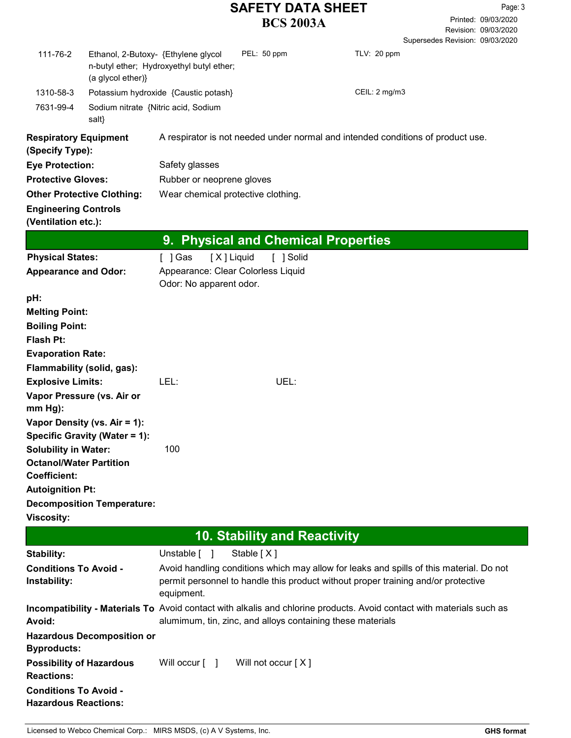| | | | |
|---|---|---|---|
| 111-76-2 | Ethanol, 2-Butoxy- {Ethylene glycol n-butyl ether; Hydroxyethyl butyl ether; (a glycol ether)} | PEL: 50 ppm | TLV: 20 ppm |
| 1310-58-3 | Potassium hydroxide {Caustic potash} | | CEIL: 2 mg/m3 |
| 7631-99-4 | Sodium nitrate {Nitric acid, Sodium salt} | | |

| | |
|---|---|
| **Respiratory Equipment (Specify Type):** | A respirator is not needed under normal and intended conditions of product use. |
| **Eye Protection:** | Safety glasses |
| **Protective Gloves:** | Rubber or neoprene gloves |
| **Other Protective Clothing:** | Wear chemical protective clothing. |
| **Engineering Controls (Ventilation etc.):** | |

## 9. Physical and Chemical Properties

| | |
|---|---|
| **Physical States:** | [ ] Gas [ X ] Liquid [ ] Solid |
| **Appearance and Odor:** | Appearance: Clear Colorless Liquid<br>Odor: No apparent odor. |
| **pH:** | |
| **Melting Point:** | |
| **Boiling Point:** | |
| **Flash Pt:** | |
| **Evaporation Rate:** | |
| **Flammability (solid, gas):** | |
| **Explosive Limits:** | LEL: UEL: |
| **Vapor Pressure (vs. Air or mm Hg):** | |
| **Vapor Density (vs. Air = 1):** | |
| **Specific Gravity (Water = 1):** | |
| **Solubility in Water:** | 100 |
| **Octanol/Water Partition Coefficient:** | |
| **Autoignition Pt:** | |
| **Decomposition Temperature:** | |
| **Viscosity:** | |

## 10. Stability and Reactivity

| | |
|---|---|
| **Stability:** | Unstable [ ] Stable [ X ] |
| **Conditions To Avoid - Instability:** | Avoid handling conditions which may allow for leaks and spills of this material. Do not permit personnel to handle this product without proper training and/or protective equipment. |
| **Incompatibility - Materials To Avoid:** | Avoid contact with alkalis and chlorine products. Avoid contact with materials such as alumimum, tin, zinc, and alloys containing these materials |
| **Hazardous Decomposition or Byproducts:** | |
| **Possibility of Hazardous Reactions:** | Will occur [ ] Will not occur [ X ] |
| **Conditions To Avoid - Hazardous Reactions:** | |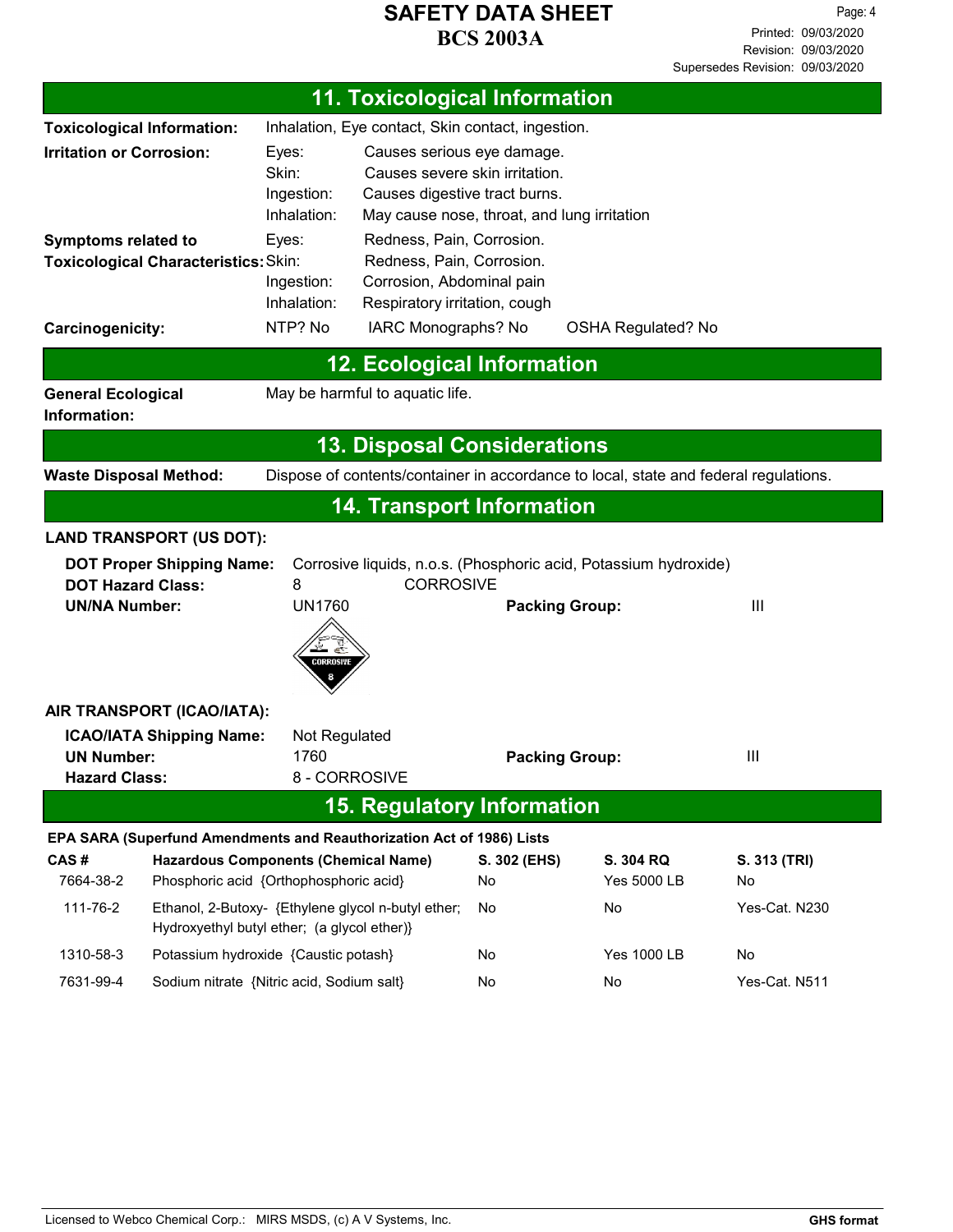# SAFETY DATA SHEET
## BCS 2003A

Printed: 09/03/2020
Revision: 09/03/2020
Supersedes Revision: 09/03/2020

## 11. Toxicological Information

**Toxicological Information:** Inhalation, Eye contact, Skin contact, ingestion.

**Irritation or Corrosion:**

| | |
|---|---|
| Eyes: | Causes serious eye damage. |
| Skin: | Causes severe skin irritation. |
| Ingestion: | Causes digestive tract burns. |
| Inhalation: | May cause nose, throat, and lung irritation |

**Symptoms related to Toxicological Characteristics:**

| | |
|---|---|
| Eyes: | Redness, Pain, Corrosion. |
| Skin: | Redness, Pain, Corrosion. |
| Ingestion: | Corrosion, Abdominal pain |
| Inhalation: | Respiratory irritation, cough |

**Carcinogenicity:** NTP? No IARC Monographs? No OSHA Regulated? No

## 12. Ecological Information

**General Ecological Information:** May be harmful to aquatic life.

## 13. Disposal Considerations

**Waste Disposal Method:** Dispose of contents/container in accordance to local, state and federal regulations.

## 14. Transport Information

**LAND TRANSPORT (US DOT):**

**DOT Proper Shipping Name:** Corrosive liquids, n.o.s. (Phosphoric acid, Potassium hydroxide)
**DOT Hazard Class:** 8 CORROSIVE
**UN/NA Number:** UN1760 **Packing Group:** III

**AIR TRANSPORT (ICAO/IATA):**

**ICAO/IATA Shipping Name:** Not Regulated
**UN Number:** 1760 **Packing Group:** III
**Hazard Class:** 8 - CORROSIVE

## 15. Regulatory Information

**EPA SARA (Superfund Amendments and Reauthorization Act of 1986) Lists**

| CAS # | Hazardous Components (Chemical Name) | S. 302 (EHS) | S. 304 RQ | S. 313 (TRI) |
|---|---|---|---|---|
| 7664-38-2 | Phosphoric acid {Orthophosphoric acid} | No | Yes 5000 LB | No |
| 111-76-2 | Ethanol, 2-Butoxy- {Ethylene glycol n-butyl ether; Hydroxyethyl butyl ether; (a glycol ether)} | No | No | Yes-Cat. N230 |
| 1310-58-3 | Potassium hydroxide {Caustic potash} | No | Yes 1000 LB | No |
| 7631-99-4 | Sodium nitrate {Nitric acid, Sodium salt} | No | No | Yes-Cat. N511 |

Licensed to Webco Chemical Corp.: MIRS MSDS, (c) A V Systems, Inc. GHS format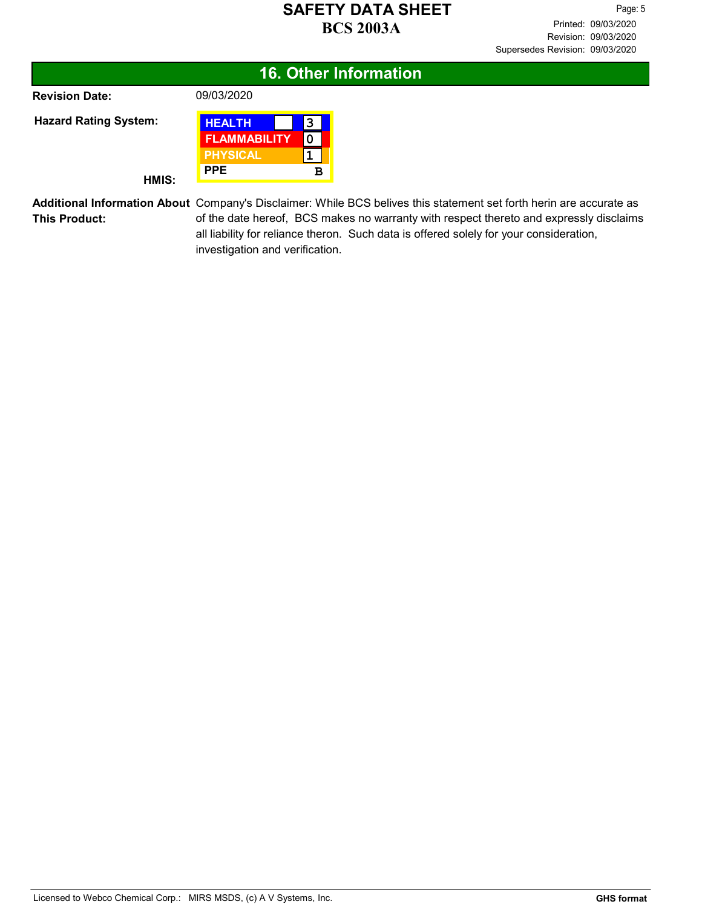## 16. Other Information

**Revision Date:** 09/03/2020

**Hazard Rating System:**

**HMIS:**

| | |
|---|---|
| HEALTH | 3 |
| FLAMMABILITY | 0 |
| PHYSICAL | 1 |
| PPE | B |

**Additional Information About This Product:** Company's Disclaimer: While BCS belives this statement set forth herin are accurate as of the date hereof, BCS makes no warranty with respect thereto and expressly disclaims all liability for reliance theron. Such data is offered solely for your consideration, investigation and verification.